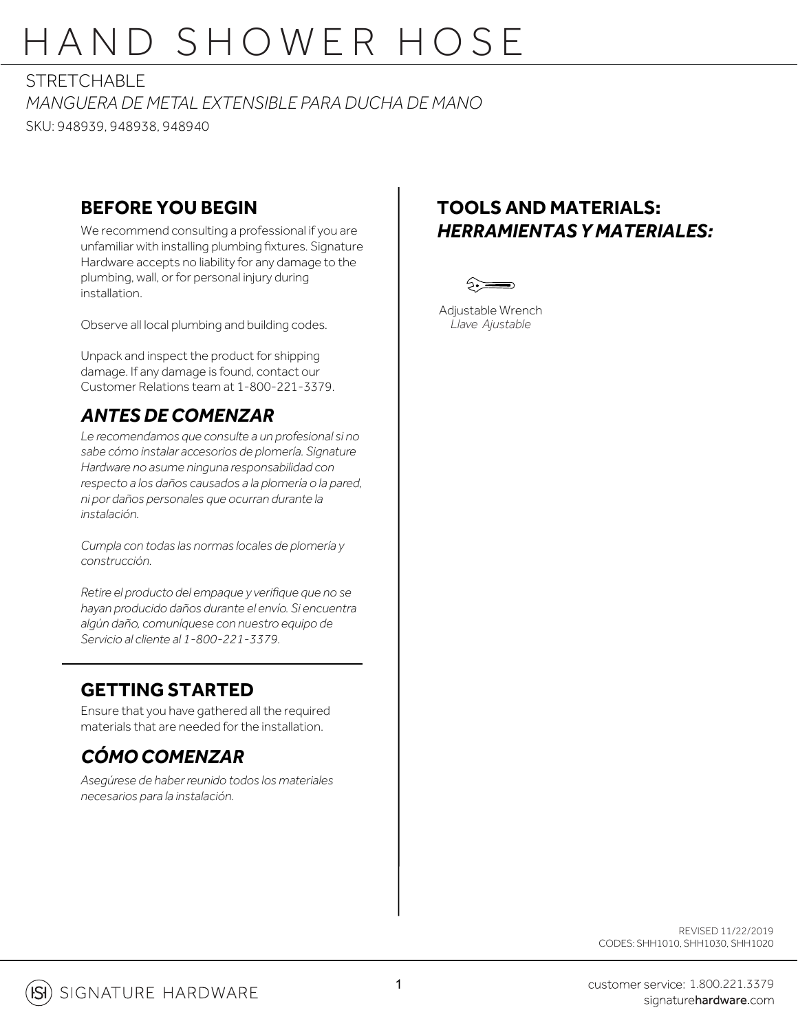# HAND SHOWER HOSE

STRETCHABLE

*MANGUERA DE METAL EXTENSIBLE PARA DUCHA DE MANO*

SKU: 948939, 948938, 948940

## BEFORE YOU BEGIN

We recommend consulting a professional if you are unfamiliar with installing plumbing fixtures. Signature Hardware accepts no liability for any damage to the plumbing, wall, or for personal injury during installation.

Observe all local plumbing and building codes.

Unpack and inspect the product for shipping damage. If any damage is found, contact our Customer Relations team at 1-800-221-3379.

## *ANTES DE COMENZAR*

*Le recomendamos que consulte a un profesional si no sabe cómo instalar accesorios de plomería. Signature Hardware no asume ninguna responsabilidad con respecto a los daños causados a la plomería o la pared, ni por daños personales que ocurran durante la instalación.*

*Cumpla con todas las normas locales de plomería y construcción.*

*Retire el producto del empaque y verifique que no se hayan producido daños durante el envío. Si encuentra algún daño, comuníquese con nuestro equipo de Servicio al cliente al 1-800-221-3379.*

## GETTING STARTED

Ensure that you have gathered all the required materials that are needed for the installation.

## *CÓMO COMENZAR*

*Asegúrese de haber reunido todos los materiales necesarios para la instalación.*

## TOOLS AND MATERIALS:
## *HERRAMIENTAS Y MATERIALES:*

Adjustable Wrench
*Llave Ajustable*

REVISED 11/22/2019
CODES: SHH1010, SHH1030, SHH1020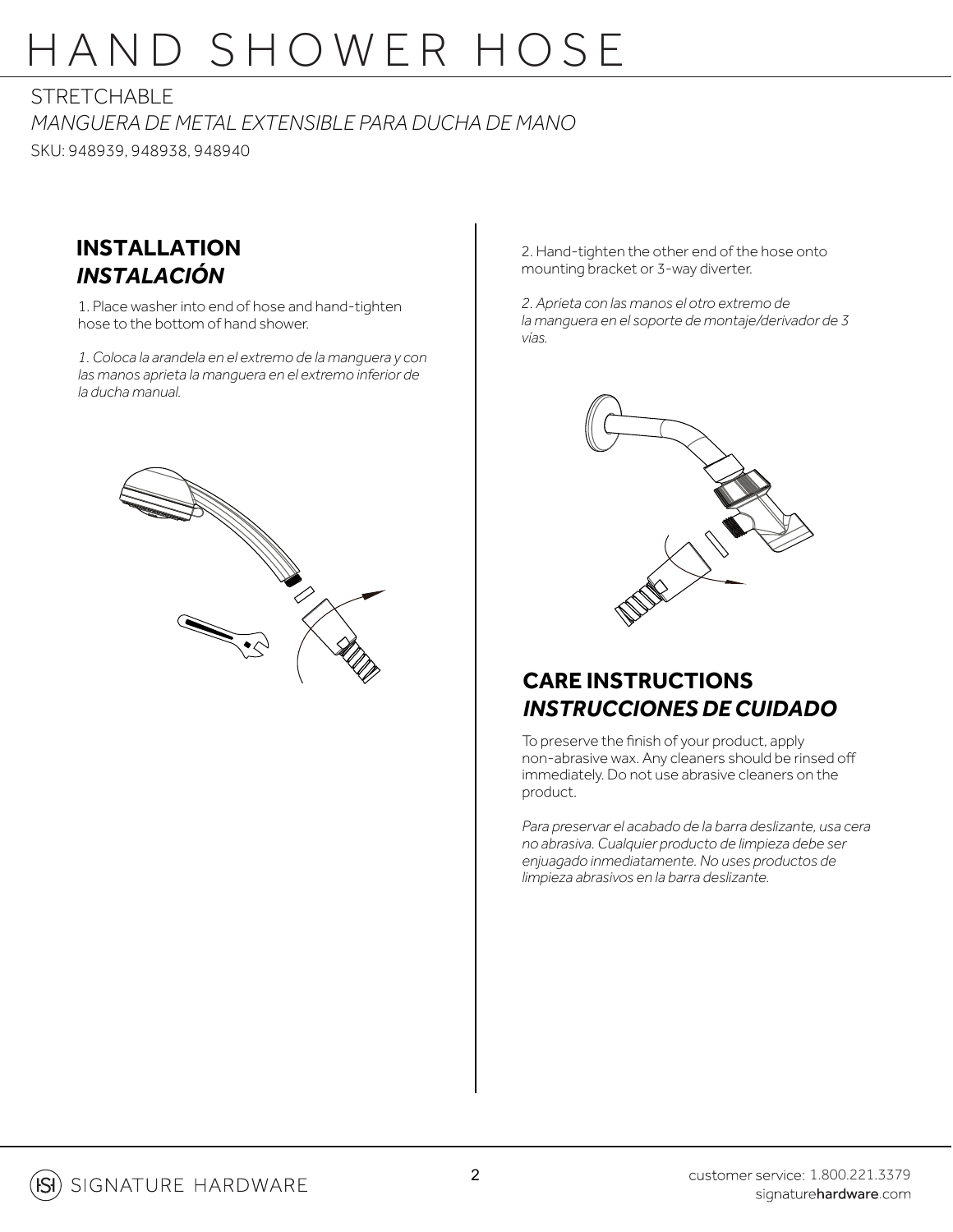# HAND SHOWER HOSE

STRETCHABLE

*MANGUERA DE METAL EXTENSIBLE PARA DUCHA DE MANO*

SKU: 948939, 948938, 948940

## INSTALLATION
## *INSTALACIÓN*

1. Place washer into end of hose and hand-tighten hose to the bottom of hand shower.

*1. Coloca la arandela en el extremo de la manguera y con las manos aprieta la manguera en el extremo inferior de la ducha manual.*

2. Hand-tighten the other end of the hose onto mounting bracket or 3-way diverter.

*2. Aprieta con las manos el otro extremo de la manguera en el soporte de montaje/derivador de 3 vías.*

## CARE INSTRUCTIONS
## *INSTRUCCIONES DE CUIDADO*

To preserve the finish of your product, apply non-abrasive wax. Any cleaners should be rinsed off immediately. Do not use abrasive cleaners on the product.

*Para preservar el acabado de la barra deslizante, usa cera no abrasiva. Cualquier producto de limpieza debe ser enjuagado inmediatamente. No uses productos de limpieza abrasivos en la barra deslizante.*